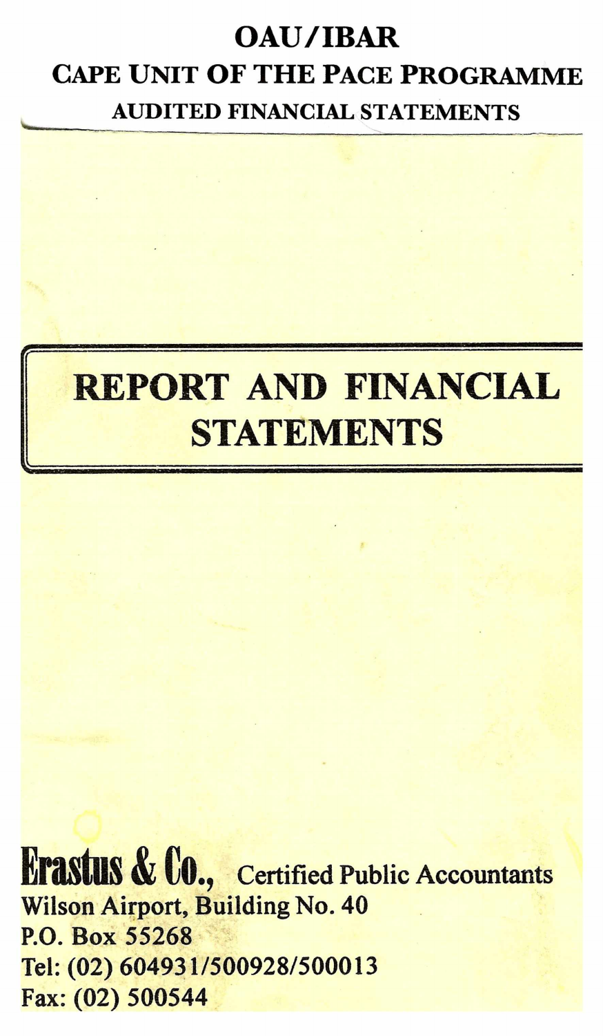# OAU/IBAR

## CAPE UNIT OF THE PACE PROGRAMME

### AUDITED FINANCIAL STATEMENTS

## REPORT AND FINANCIAL STATEMENTS

**Erastus & Co.,** Certified Public Accountants
Wilson Airport, Building No. 40
P.O. Box 55268
Tel: (02) 604931/500928/500013
Fax: (02) 500544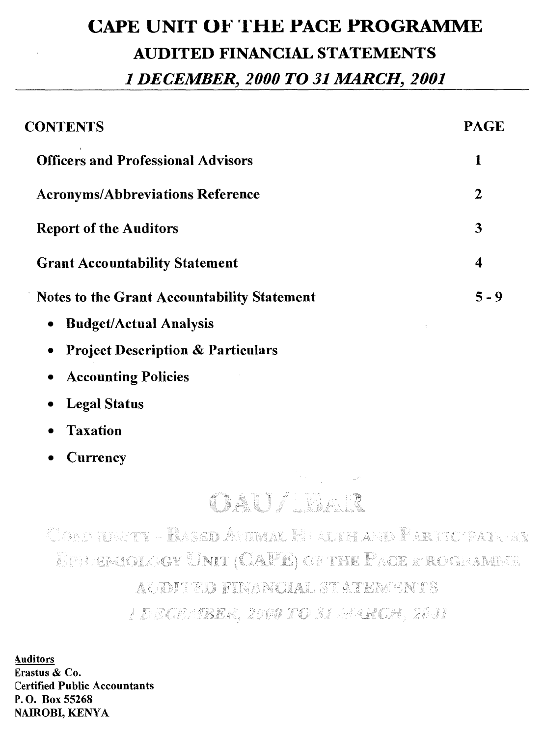# CAPE UNIT OF THE PACE PROGRAMME

## AUDITED FINANCIAL STATEMENTS

## *1 DECEMBER, 2000 TO 31 MARCH, 2001*

| CONTENTS | PAGE |
|---|---|
| Officers and Professional Advisors | 1 |
| Acronyms/Abbreviations Reference | 2 |
| Report of the Auditors | 3 |
| Grant Accountability Statement | 4 |
| Notes to the Grant Accountability Statement | 5 - 9 |

- **Budget/Actual Analysis**
- **Project Description & Particulars**
- **Accounting Policies**
- **Legal Status**
- **Taxation**
- **Currency**

OAU / IBAR

COMMUNITY - BASED ANIMAL HEALTH AND PARTICIPATORY EPIDEMIOLOGY UNIT (CAPE) OF THE PACE PROGRAMME

AUDITED FINANCIAL STATEMENTS

*1 DECEMBER, 2000 TO 31 MARCH, 2001*

**Auditors**
**Erastus & Co.**
**Certified Public Accountants**
**P. O. Box 55268**
**NAIROBI, KENYA**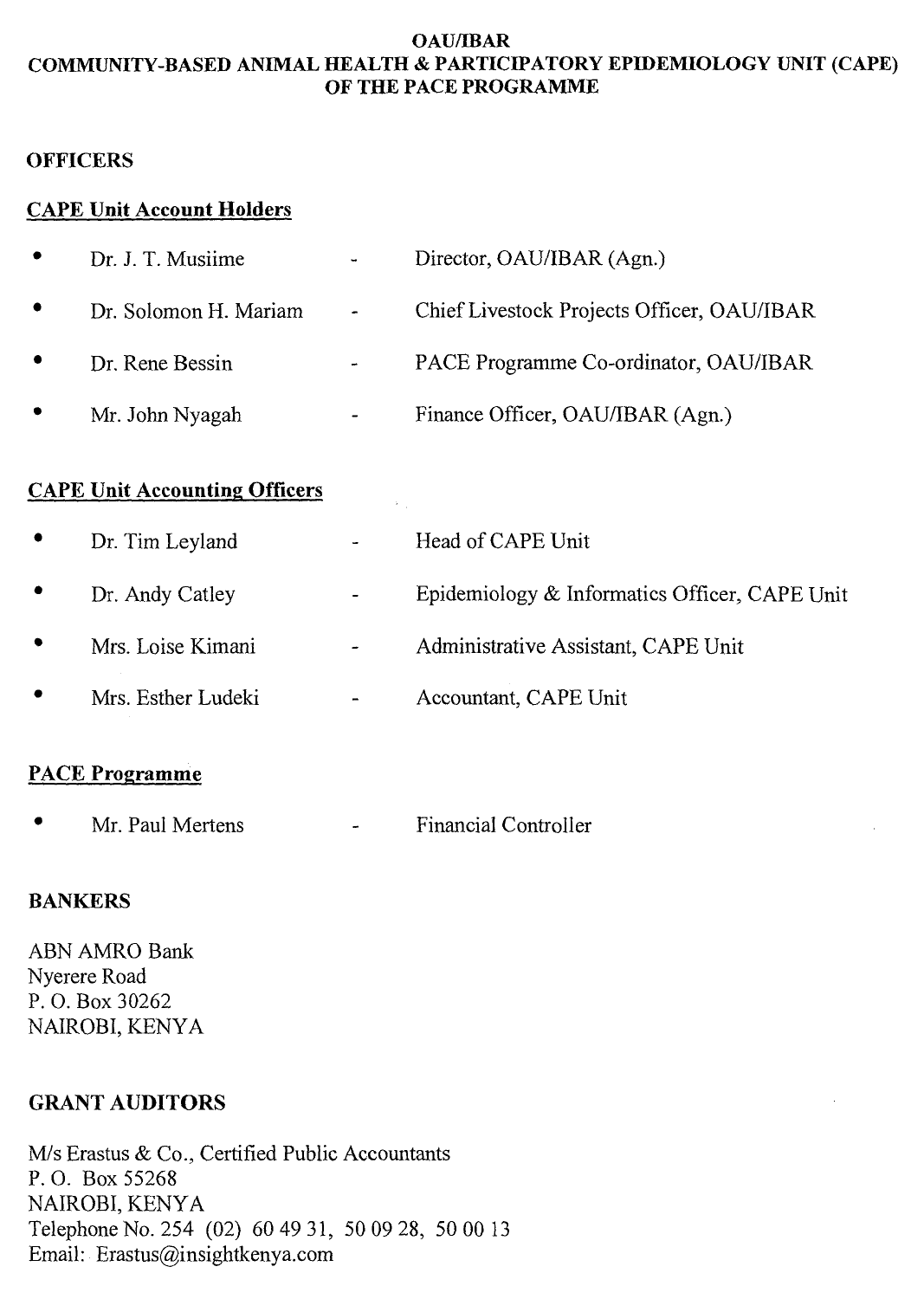# OAU/IBAR
# COMMUNITY-BASED ANIMAL HEALTH & PARTICIPATORY EPIDEMIOLOGY UNIT (CAPE) OF THE PACE PROGRAMME

## OFFICERS

### CAPE Unit Account Holders

- Dr. J. T. Musiime - Director, OAU/IBAR (Agn.)
- Dr. Solomon H. Mariam - Chief Livestock Projects Officer, OAU/IBAR
- Dr. Rene Bessin - PACE Programme Co-ordinator, OAU/IBAR
- Mr. John Nyagah - Finance Officer, OAU/IBAR (Agn.)

### CAPE Unit Accounting Officers

- Dr. Tim Leyland - Head of CAPE Unit
- Dr. Andy Catley - Epidemiology & Informatics Officer, CAPE Unit
- Mrs. Loise Kimani - Administrative Assistant, CAPE Unit
- Mrs. Esther Ludeki - Accountant, CAPE Unit

### PACE Programme

- Mr. Paul Mertens - Financial Controller

## BANKERS

ABN AMRO Bank
Nyerere Road
P. O. Box 30262
NAIROBI, KENYA

## GRANT AUDITORS

M/s Erastus & Co., Certified Public Accountants
P. O. Box 55268
NAIROBI, KENYA
Telephone No. 254 (02) 60 49 31, 50 09 28, 50 00 13
Email: Erastus@insightkenya.com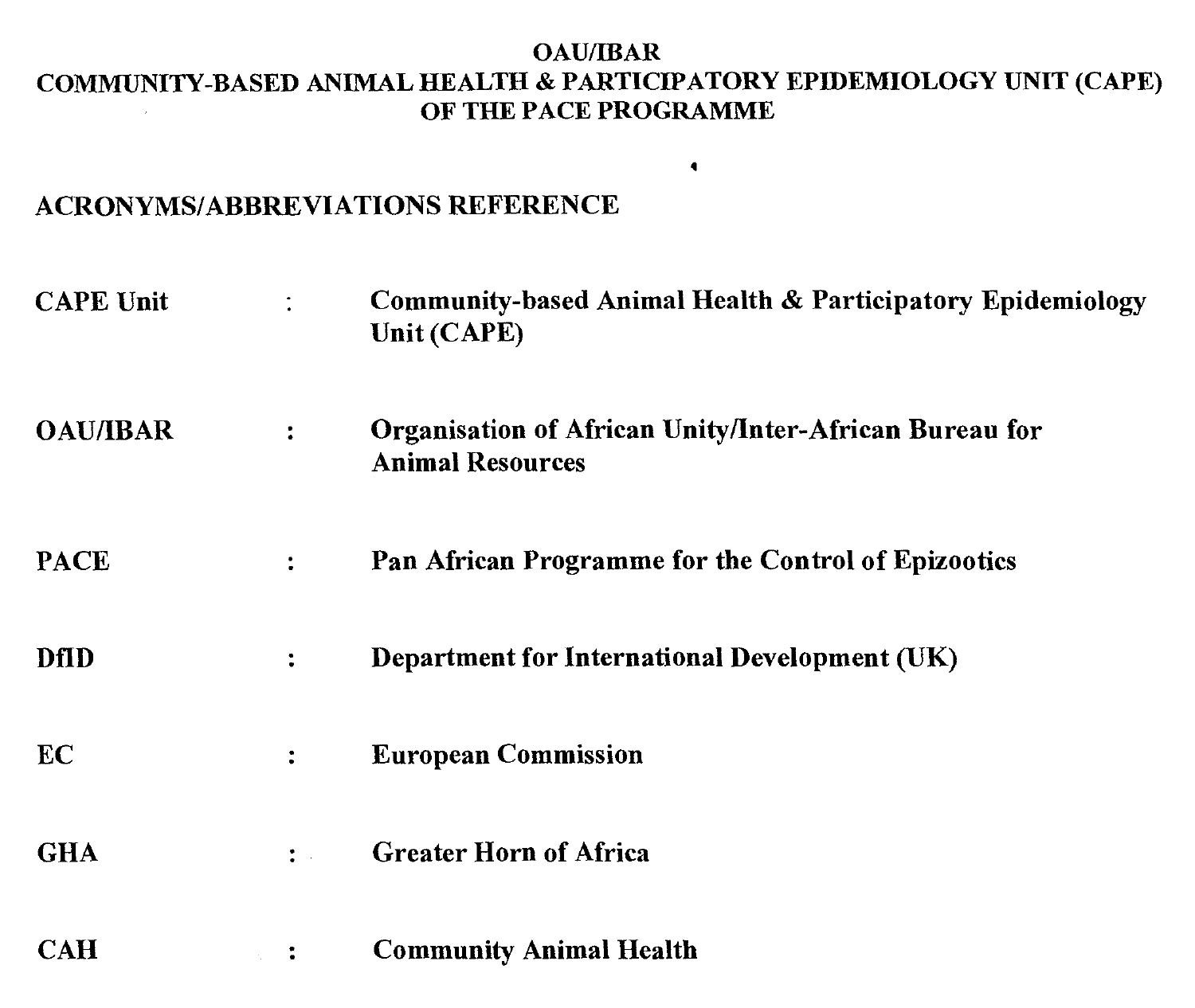**OAU/IBAR**
**COMMUNITY-BASED ANIMAL HEALTH & PARTICIPATORY EPIDEMIOLOGY UNIT (CAPE) OF THE PACE PROGRAMME**

## ACRONYMS/ABBREVIATIONS REFERENCE

| | | |
|---|---|---|
| **CAPE Unit** | : | **Community-based Animal Health & Participatory Epidemiology Unit (CAPE)** |
| **OAU/IBAR** | : | **Organisation of African Unity/Inter-African Bureau for Animal Resources** |
| **PACE** | : | **Pan African Programme for the Control of Epizootics** |
| **DfID** | : | **Department for International Development (UK)** |
| **EC** | : | **European Commission** |
| **GHA** | : | **Greater Horn of Africa** |
| **CAH** | : | **Community Animal Health** |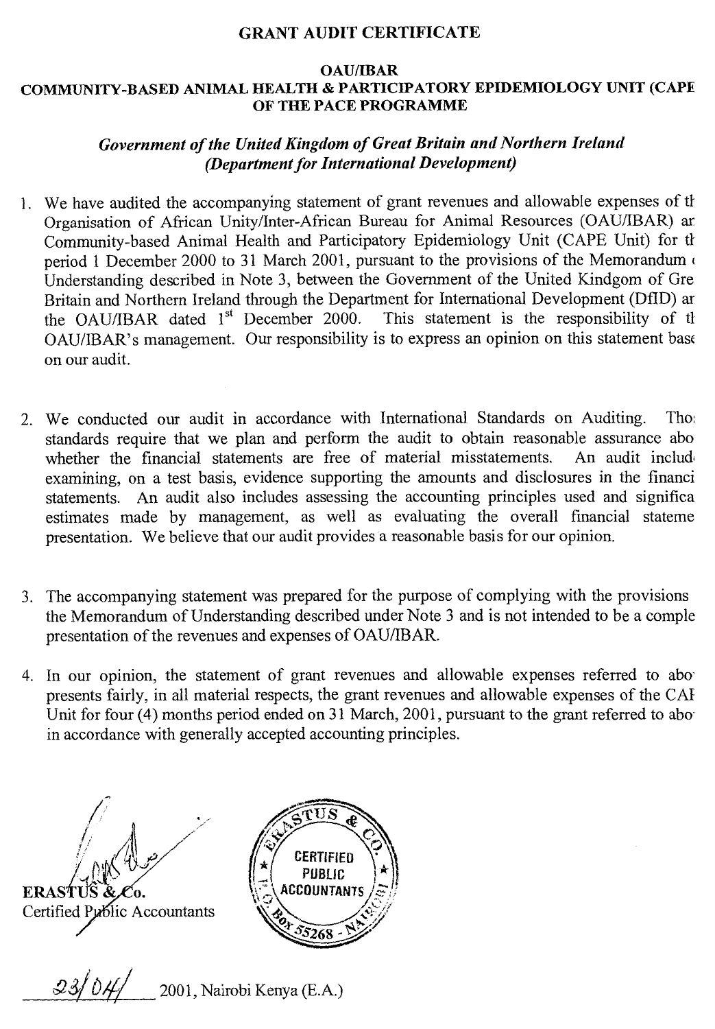# GRANT AUDIT CERTIFICATE

## OAU/IBAR
## COMMUNITY-BASED ANIMAL HEALTH & PARTICIPATORY EPIDEMIOLOGY UNIT (CAPE OF THE PACE PROGRAMME

***Government of the United Kingdom of Great Britain and Northern Ireland (Department for International Development)***

1. We have audited the accompanying statement of grant revenues and allowable expenses of th Organisation of African Unity/Inter-African Bureau for Animal Resources (OAU/IBAR) ar Community-based Animal Health and Participatory Epidemiology Unit (CAPE Unit) for th period 1 December 2000 to 31 March 2001, pursuant to the provisions of the Memorandum ( Understanding described in Note 3, between the Government of the United Kindgom of Gre Britain and Northern Ireland through the Department for International Development (DfID) ar the OAU/IBAR dated 1st December 2000. This statement is the responsibility of th OAU/IBAR's management. Our responsibility is to express an opinion on this statement base on our audit.

2. We conducted our audit in accordance with International Standards on Auditing. Tho: standards require that we plan and perform the audit to obtain reasonable assurance abo whether the financial statements are free of material misstatements. An audit includ examining, on a test basis, evidence supporting the amounts and disclosures in the financi statements. An audit also includes assessing the accounting principles used and significa estimates made by management, as well as evaluating the overall financial stateme presentation. We believe that our audit provides a reasonable basis for our opinion.

3. The accompanying statement was prepared for the purpose of complying with the provisions the Memorandum of Understanding described under Note 3 and is not intended to be a comple presentation of the revenues and expenses of OAU/IBAR.

4. In our opinion, the statement of grant revenues and allowable expenses referred to abo presents fairly, in all material respects, the grant revenues and allowable expenses of the CAI Unit for four (4) months period ended on 31 March, 2001, pursuant to the grant referred to abo in accordance with generally accepted accounting principles.

**ERASTUS & Co.**
Certified Public Accountants

ERASTUS & CO. CERTIFIED PUBLIC ACCOUNTANTS P.O. Box 55268 - NAIROBI

23/04/ 2001, Nairobi Kenya (E.A.)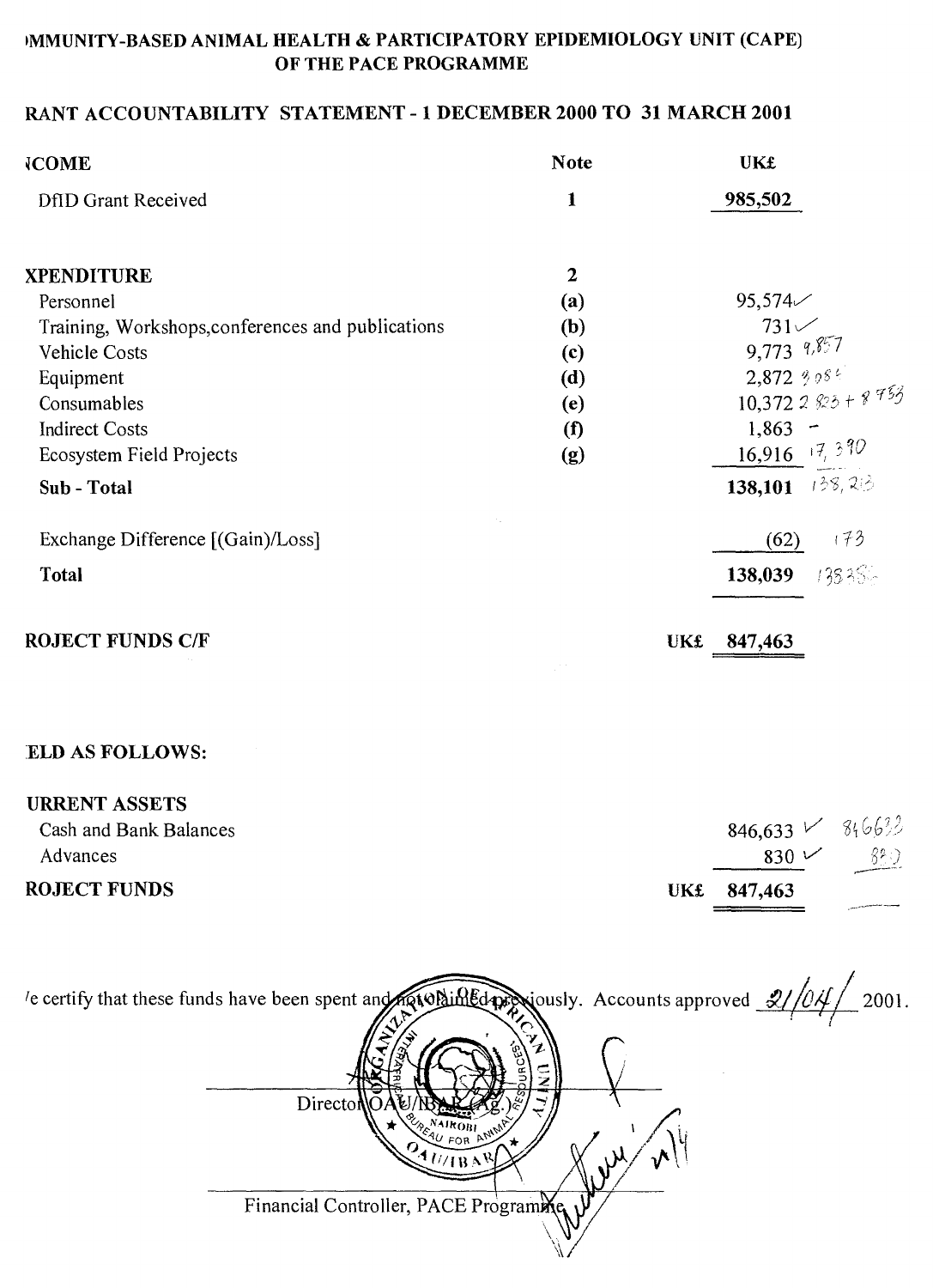# IMMUNITY-BASED ANIMAL HEALTH & PARTICIPATORY EPIDEMIOLOGY UNIT (CAPE) OF THE PACE PROGRAMME

## RANT ACCOUNTABILITY STATEMENT - 1 DECEMBER 2000 TO 31 MARCH 2001

| ICOME | Note | UK£ | |
|---|---|---|---|
| DfID Grant Received | 1 | 985,502 | |
| | | | |
| **XPENDITURE** | 2 | | |
| Personnel | (a) | 95,574 ✓ | |
| Training, Workshops,conferences and publications | (b) | 731 ✓ | |
| Vehicle Costs | (c) | 9,773 | 9,857 |
| Equipment | (d) | 2,872 | 3,084 |
| Consumables | (e) | 10,372 | 2,823 + 8,753 |
| Indirect Costs | (f) | 1,863 | - |
| Ecosystem Field Projects | (g) | 16,916 | 17,390 |
| **Sub - Total** | | **138,101** | 138,213 |
| | | | |
| Exchange Difference [(Gain)/Loss] | | (62) | 173 |
| **Total** | | **138,039** | 138,386 |
| | | | |
| **ROJECT FUNDS C/F** | | **UK£ 847,463** | |

**ELD AS FOLLOWS:**

| **URRENT ASSETS** | | |
|---|---|---|
| Cash and Bank Balances | 846,633 ✓ | 846,633 |
| Advances | 830 ✓ | 830 |
| **ROJECT FUNDS** | **UK£ 847,463** | |

/e certify that these funds have been spent and not claimed previously. Accounts approved 21/04/ 2001.

Director OAU/IBAR (Ag.)

Financial Controller, PACE Programme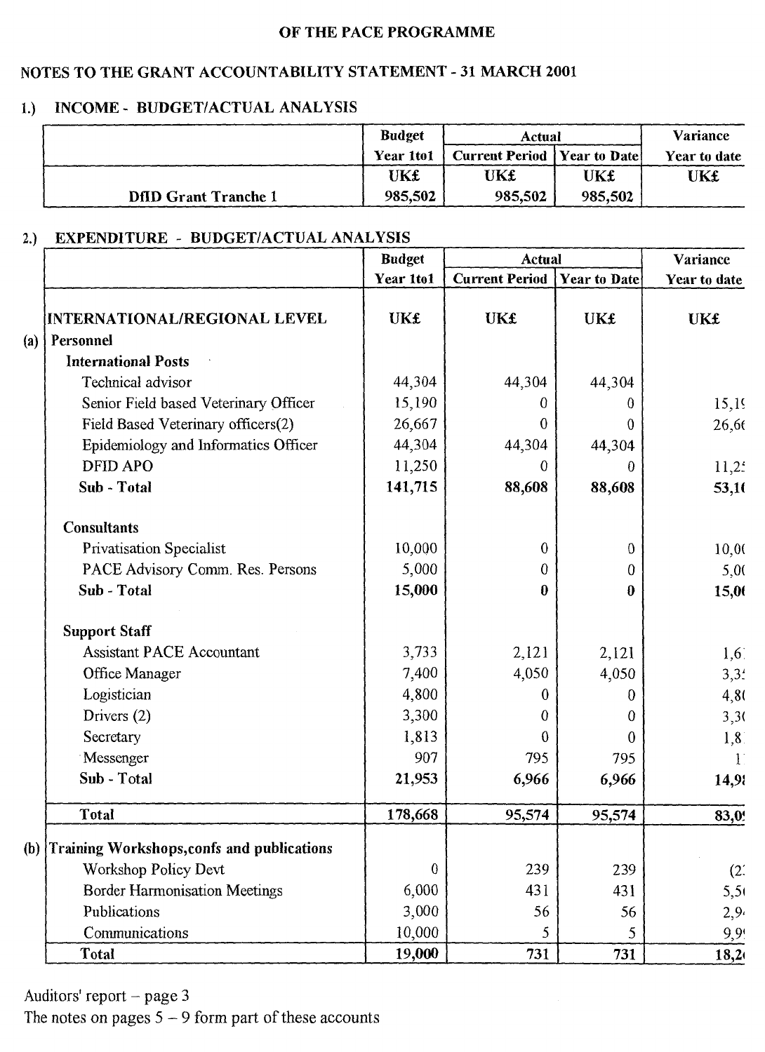OF THE PACE PROGRAMME

## NOTES TO THE GRANT ACCOUNTABILITY STATEMENT - 31 MARCH 2001

### 1.) INCOME - BUDGET/ACTUAL ANALYSIS

| | Budget | Actual | | Variance |
|---|---|---|---|---|
| | Year 1to1 | Current Period | Year to Date | Year to date |
| | UK£ | UK£ | UK£ | UK£ |
| DfID Grant Tranche 1 | 985,502 | 985,502 | 985,502 | |

### 2.) EXPENDITURE - BUDGET/ACTUAL ANALYSIS

| | | Budget | Actual | | Variance |
|---|---|---|---|---|---|
| | | Year 1to1 | Current Period | Year to Date | Year to date |
| | **INTERNATIONAL/REGIONAL LEVEL** | **UK£** | **UK£** | **UK£** | **UK£** |
| (a) | **Personnel** | | | | |
| | **International Posts** | | | | |
| | Technical advisor | 44,304 | 44,304 | 44,304 | |
| | Senior Field based Veterinary Officer | 15,190 | 0 | 0 | 15,19 |
| | Field Based Veterinary officers(2) | 26,667 | 0 | 0 | 26,66 |
| | Epidemiology and Informatics Officer | 44,304 | 44,304 | 44,304 | |
| | DFID APO | 11,250 | 0 | 0 | 11,2 |
| | **Sub - Total** | **141,715** | **88,608** | **88,608** | **53,1** |
| | **Consultants** | | | | |
| | Privatisation Specialist | 10,000 | 0 | 0 | 10,0 |
| | PACE Advisory Comm. Res. Persons | 5,000 | 0 | 0 | 5,0 |
| | **Sub - Total** | **15,000** | **0** | **0** | **15,0** |
| | **Support Staff** | | | | |
| | Assistant PACE Accountant | 3,733 | 2,121 | 2,121 | 1,6 |
| | Office Manager | 7,400 | 4,050 | 4,050 | 3,3 |
| | Logistician | 4,800 | 0 | 0 | 4,8 |
| | Drivers (2) | 3,300 | 0 | 0 | 3,3 |
| | Secretary | 1,813 | 0 | 0 | 1,8 |
| | Messenger | 907 | 795 | 795 | 1 |
| | **Sub - Total** | **21,953** | **6,966** | **6,966** | **14,9** |
| | **Total** | **178,668** | **95,574** | **95,574** | **83,0** |
| (b) | **Training Workshops,confs and publications** | | | | |
| | Workshop Policy Devt | 0 | 239 | 239 | (2 |
| | Border Harmonisation Meetings | 6,000 | 431 | 431 | 5,5 |
| | Publications | 3,000 | 56 | 56 | 2,9 |
| | Communications | 10,000 | 5 | 5 | 9,9 |
| | **Total** | **19,000** | **731** | **731** | **18,2** |

Auditors' report – page 3

The notes on pages 5 – 9 form part of these accounts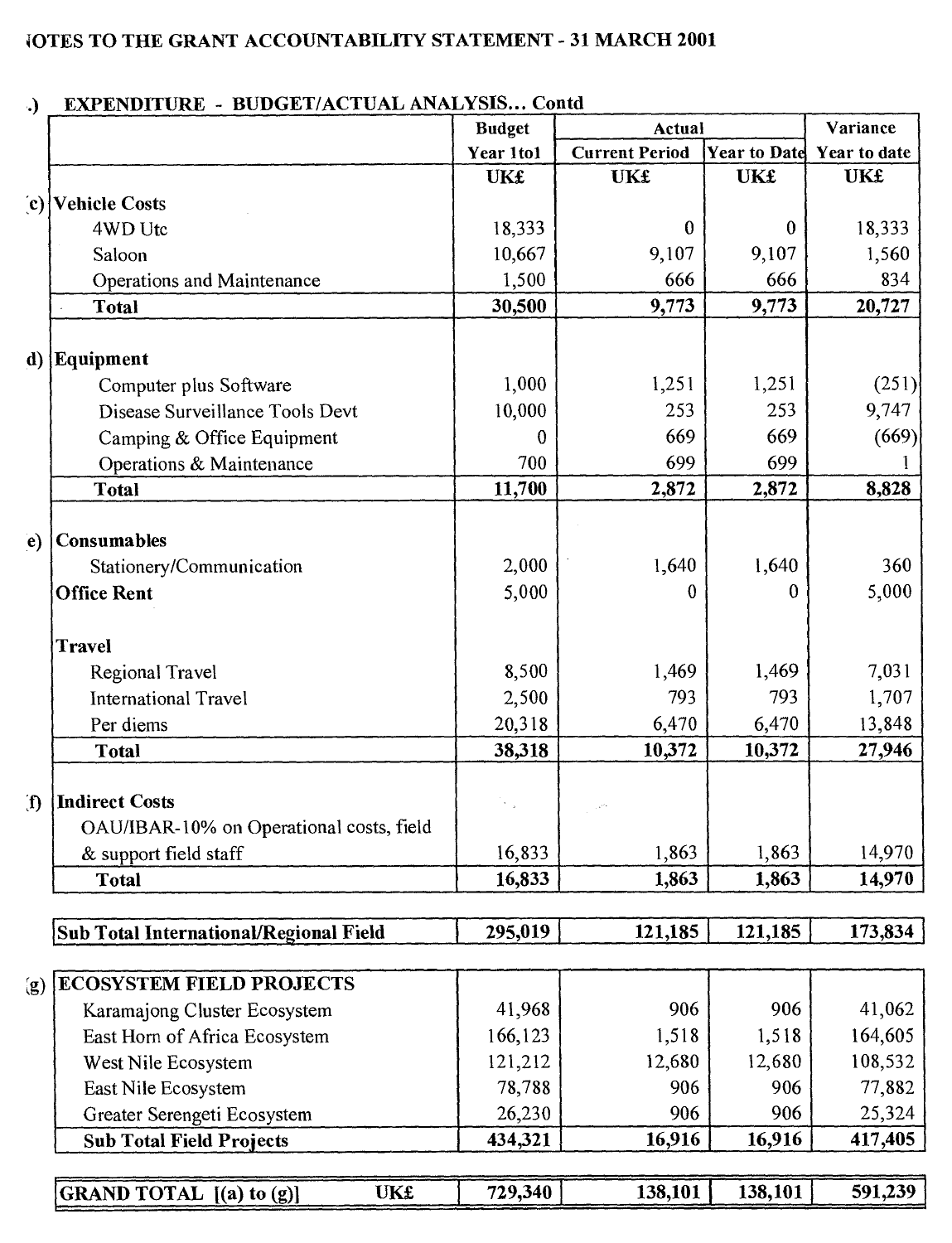# NOTES TO THE GRANT ACCOUNTABILITY STATEMENT - 31 MARCH 2001

## .) EXPENDITURE - BUDGET/ACTUAL ANALYSIS... Contd

| | | Budget | Actual | | Variance |
|---|---|---|---|---|---|
| | | Year 1to1 | Current Period | Year to Date | Year to date |
| | | UK£ | UK£ | UK£ | UK£ |
| (c) | **Vehicle Costs** | | | | |
| | 4WD Utc | 18,333 | 0 | 0 | 18,333 |
| | Saloon | 10,667 | 9,107 | 9,107 | 1,560 |
| | Operations and Maintenance | 1,500 | 666 | 666 | 834 |
| | **Total** | **30,500** | **9,773** | **9,773** | **20,727** |
| d) | **Equipment** | | | | |
| | Computer plus Software | 1,000 | 1,251 | 1,251 | (251) |
| | Disease Surveillance Tools Devt | 10,000 | 253 | 253 | 9,747 |
| | Camping & Office Equipment | 0 | 669 | 669 | (669) |
| | Operations & Maintenance | 700 | 699 | 699 | 1 |
| | **Total** | **11,700** | **2,872** | **2,872** | **8,828** |
| e) | **Consumables** | | | | |
| | Stationery/Communication | 2,000 | 1,640 | 1,640 | 360 |
| | **Office Rent** | 5,000 | 0 | 0 | 5,000 |
| | **Travel** | | | | |
| | Regional Travel | 8,500 | 1,469 | 1,469 | 7,031 |
| | International Travel | 2,500 | 793 | 793 | 1,707 |
| | Per diems | 20,318 | 6,470 | 6,470 | 13,848 |
| | **Total** | **38,318** | **10,372** | **10,372** | **27,946** |
| f) | **Indirect Costs** | | | | |
| | OAU/IBAR-10% on Operational costs, field & support field staff | 16,833 | 1,863 | 1,863 | 14,970 |
| | **Total** | **16,833** | **1,863** | **1,863** | **14,970** |
| | **Sub Total International/Regional Field** | **295,019** | **121,185** | **121,185** | **173,834** |
| (g) | **ECOSYSTEM FIELD PROJECTS** | | | | |
| | Karamajong Cluster Ecosystem | 41,968 | 906 | 906 | 41,062 |
| | East Horn of Africa Ecosystem | 166,123 | 1,518 | 1,518 | 164,605 |
| | West Nile Ecosystem | 121,212 | 12,680 | 12,680 | 108,532 |
| | East Nile Ecosystem | 78,788 | 906 | 906 | 77,882 |
| | Greater Serengeti Ecosystem | 26,230 | 906 | 906 | 25,324 |
| | **Sub Total Field Projects** | **434,321** | **16,916** | **16,916** | **417,405** |
| | **GRAND TOTAL [(a) to (g)] UK£** | **729,340** | **138,101** | **138,101** | **591,239** |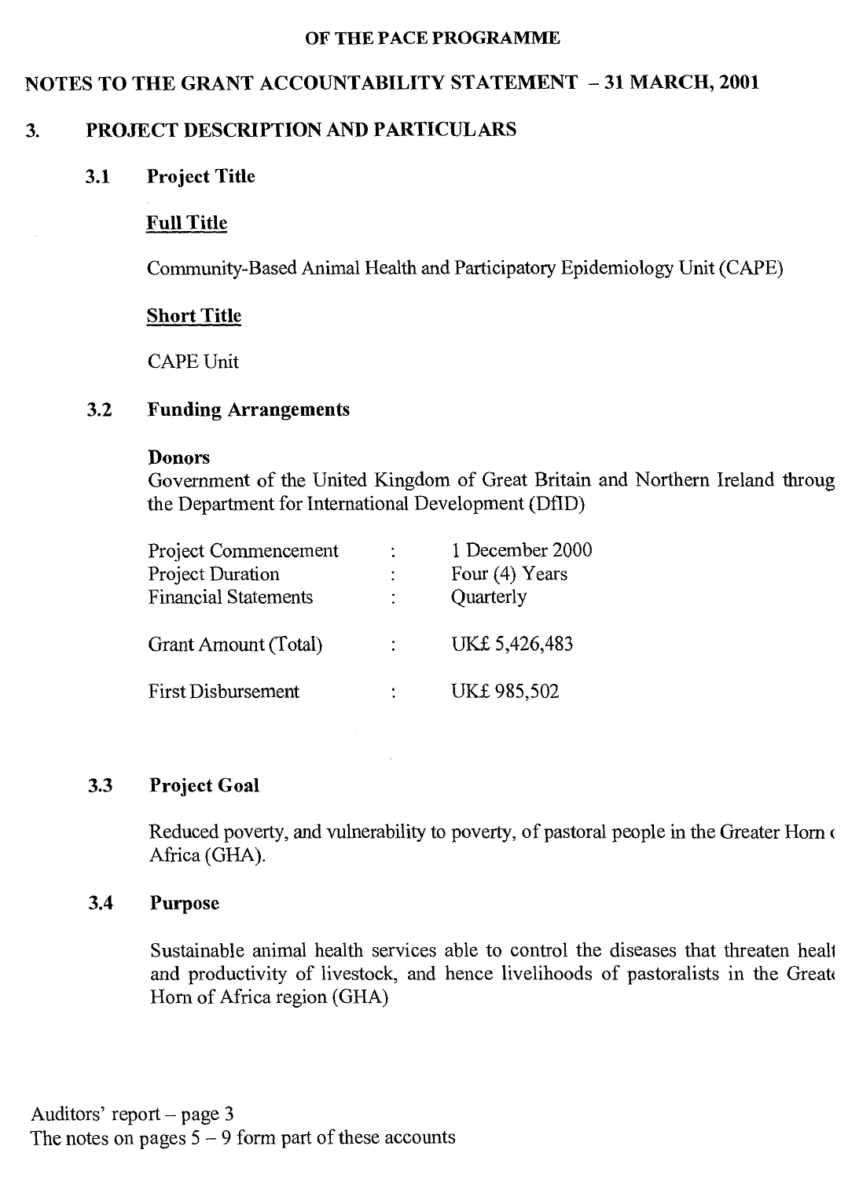OF THE PACE PROGRAMME

## NOTES TO THE GRANT ACCOUNTABILITY STATEMENT – 31 MARCH, 2001

### 3. PROJECT DESCRIPTION AND PARTICULARS

#### 3.1 Project Title

**Full Title**

Community-Based Animal Health and Participatory Epidemiology Unit (CAPE)

**Short Title**

CAPE Unit

#### 3.2 Funding Arrangements

**Donors**

Government of the United Kingdom of Great Britain and Northern Ireland throug the Department for International Development (DfID)

| | | |
|---|---|---|
| Project Commencement | : | 1 December 2000 |
| Project Duration | : | Four (4) Years |
| Financial Statements | : | Quarterly |
| Grant Amount (Total) | : | UK£ 5,426,483 |
| First Disbursement | : | UK£ 985,502 |

#### 3.3 Project Goal

Reduced poverty, and vulnerability to poverty, of pastoral people in the Greater Horn ( Africa (GHA).

#### 3.4 Purpose

Sustainable animal health services able to control the diseases that threaten healt and productivity of livestock, and hence livelihoods of pastoralists in the Great Horn of Africa region (GHA)

Auditors' report – page 3
The notes on pages 5 – 9 form part of these accounts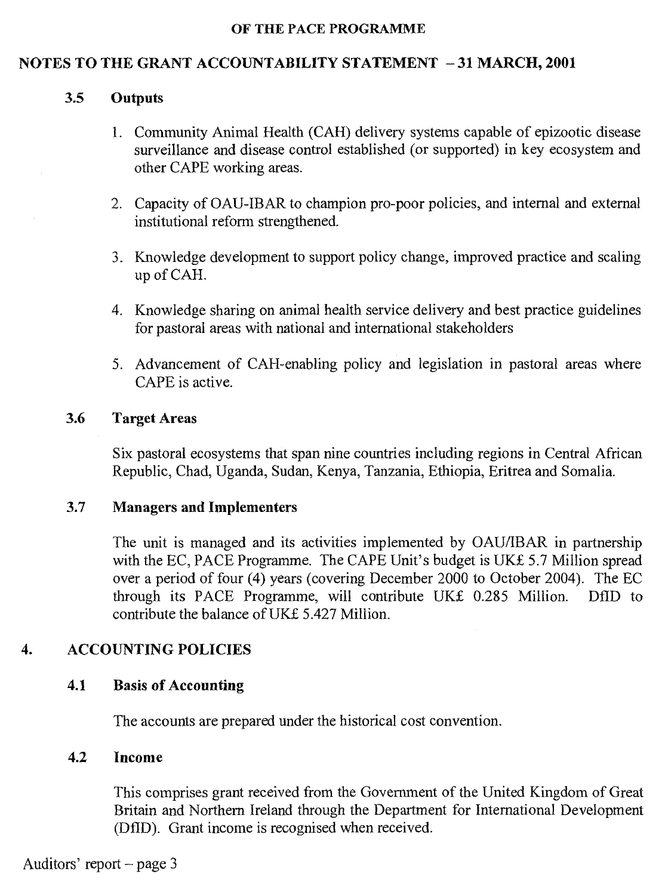OF THE PACE PROGRAMME

## NOTES TO THE GRANT ACCOUNTABILITY STATEMENT – 31 MARCH, 2001

### 3.5 Outputs

1. Community Animal Health (CAH) delivery systems capable of epizootic disease surveillance and disease control established (or supported) in key ecosystem and other CAPE working areas.
2. Capacity of OAU-IBAR to champion pro-poor policies, and internal and external institutional reform strengthened.
3. Knowledge development to support policy change, improved practice and scaling up of CAH.
4. Knowledge sharing on animal health service delivery and best practice guidelines for pastoral areas with national and international stakeholders
5. Advancement of CAH-enabling policy and legislation in pastoral areas where CAPE is active.

### 3.6 Target Areas

Six pastoral ecosystems that span nine countries including regions in Central African Republic, Chad, Uganda, Sudan, Kenya, Tanzania, Ethiopia, Eritrea and Somalia.

### 3.7 Managers and Implementers

The unit is managed and its activities implemented by OAU/IBAR in partnership with the EC, PACE Programme. The CAPE Unit's budget is UK£ 5.7 Million spread over a period of four (4) years (covering December 2000 to October 2004). The EC through its PACE Programme, will contribute UK£ 0.285 Million. DfID to contribute the balance of UK£ 5.427 Million.

## 4. ACCOUNTING POLICIES

### 4.1 Basis of Accounting

The accounts are prepared under the historical cost convention.

### 4.2 Income

This comprises grant received from the Government of the United Kingdom of Great Britain and Northern Ireland through the Department for International Development (DfID). Grant income is recognised when received.

Auditors' report – page 3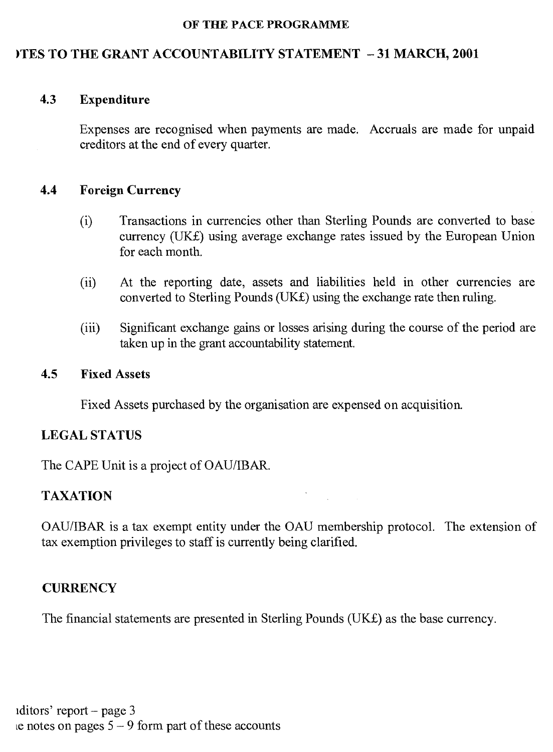### 4.3 Expenditure

Expenses are recognised when payments are made. Accruals are made for unpaid creditors at the end of every quarter.

### 4.4 Foreign Currency

(i) Transactions in currencies other than Sterling Pounds are converted to base currency (UK£) using average exchange rates issued by the European Union for each month.

(ii) At the reporting date, assets and liabilities held in other currencies are converted to Sterling Pounds (UK£) using the exchange rate then ruling.

(iii) Significant exchange gains or losses arising during the course of the period are taken up in the grant accountability statement.

### 4.5 Fixed Assets

Fixed Assets purchased by the organisation are expensed on acquisition.

## LEGAL STATUS

The CAPE Unit is a project of OAU/IBAR.

## TAXATION

OAU/IBAR is a tax exempt entity under the OAU membership protocol. The extension of tax exemption privileges to staff is currently being clarified.

## CURRENCY

The financial statements are presented in Sterling Pounds (UK£) as the base currency.